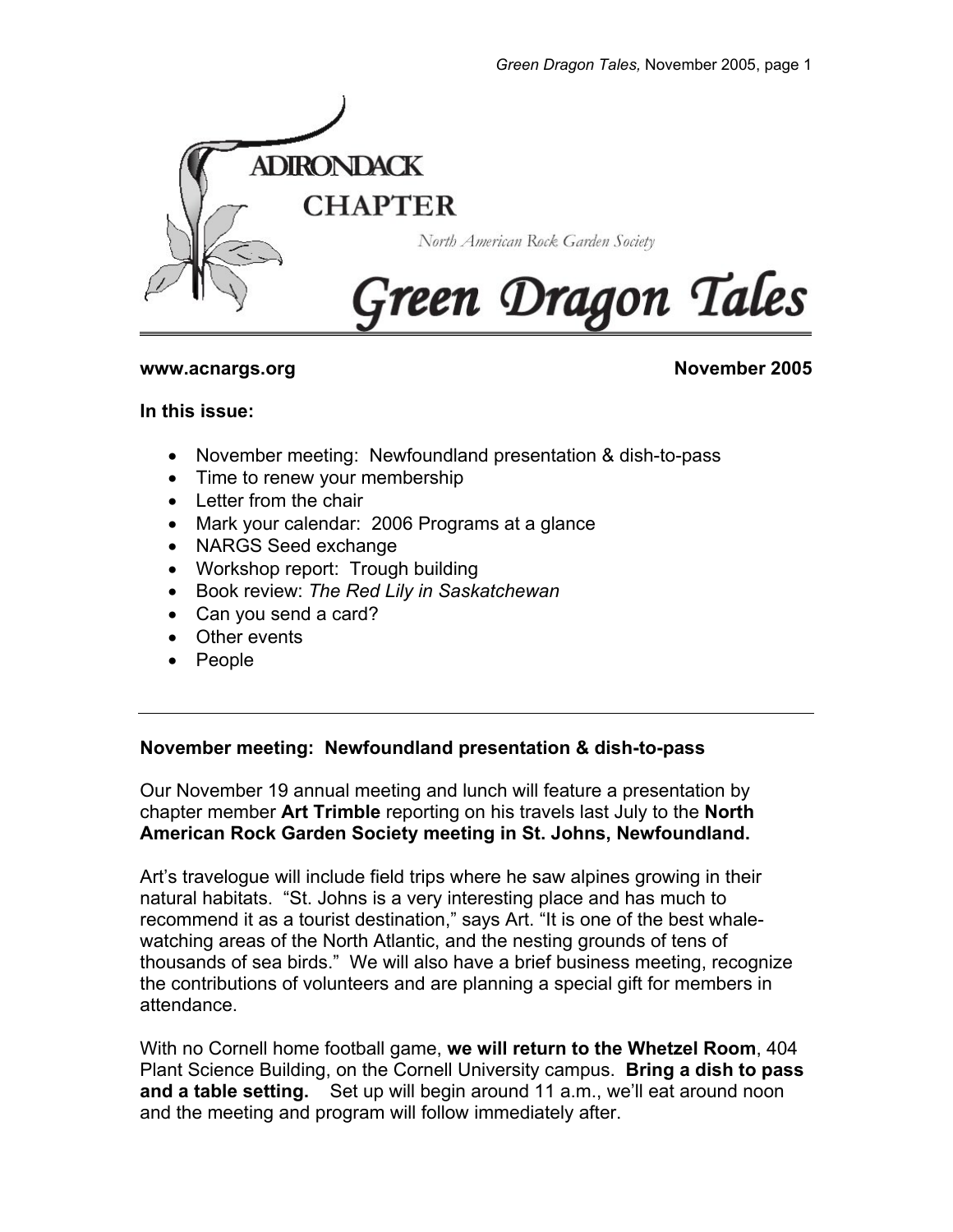# ADIRONDACK CHAPTER

North American Rock Garden Society

# Green Dragon Tales

**www.acnargs.org** **November 2005**

**In this issue:**

- November meeting: Newfoundland presentation & dish-to-pass
- Time to renew your membership
- Letter from the chair
- Mark your calendar: 2006 Programs at a glance
- NARGS Seed exchange
- Workshop report: Trough building
- Book review: *The Red Lily in Saskatchewan*
- Can you send a card?
- Other events
- People

---

## November meeting: Newfoundland presentation & dish-to-pass

Our November 19 annual meeting and lunch will feature a presentation by chapter member **Art Trimble** reporting on his travels last July to the **North American Rock Garden Society meeting in St. Johns, Newfoundland.**

Art's travelogue will include field trips where he saw alpines growing in their natural habitats. "St. Johns is a very interesting place and has much to recommend it as a tourist destination," says Art. "It is one of the best whale-watching areas of the North Atlantic, and the nesting grounds of tens of thousands of sea birds." We will also have a brief business meeting, recognize the contributions of volunteers and are planning a special gift for members in attendance.

With no Cornell home football game, **we will return to the Whetzel Room**, 404 Plant Science Building, on the Cornell University campus. **Bring a dish to pass and a table setting.** Set up will begin around 11 a.m., we'll eat around noon and the meeting and program will follow immediately after.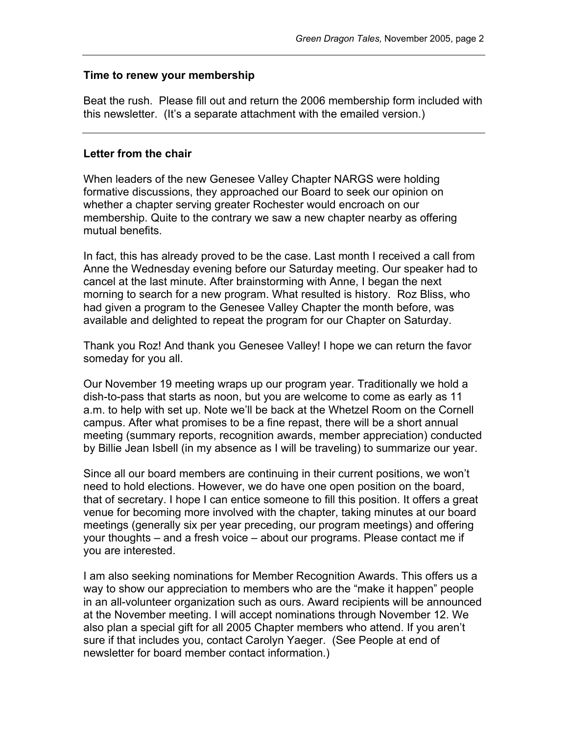### Time to renew your membership

Beat the rush. Please fill out and return the 2006 membership form included with this newsletter. (It's a separate attachment with the emailed version.)

---

### Letter from the chair

When leaders of the new Genesee Valley Chapter NARGS were holding formative discussions, they approached our Board to seek our opinion on whether a chapter serving greater Rochester would encroach on our membership. Quite to the contrary we saw a new chapter nearby as offering mutual benefits.

In fact, this has already proved to be the case. Last month I received a call from Anne the Wednesday evening before our Saturday meeting. Our speaker had to cancel at the last minute. After brainstorming with Anne, I began the next morning to search for a new program. What resulted is history. Roz Bliss, who had given a program to the Genesee Valley Chapter the month before, was available and delighted to repeat the program for our Chapter on Saturday.

Thank you Roz! And thank you Genesee Valley! I hope we can return the favor someday for you all.

Our November 19 meeting wraps up our program year. Traditionally we hold a dish-to-pass that starts as noon, but you are welcome to come as early as 11 a.m. to help with set up. Note we'll be back at the Whetzel Room on the Cornell campus. After what promises to be a fine repast, there will be a short annual meeting (summary reports, recognition awards, member appreciation) conducted by Billie Jean Isbell (in my absence as I will be traveling) to summarize our year.

Since all our board members are continuing in their current positions, we won't need to hold elections. However, we do have one open position on the board, that of secretary. I hope I can entice someone to fill this position. It offers a great venue for becoming more involved with the chapter, taking minutes at our board meetings (generally six per year preceding, our program meetings) and offering your thoughts – and a fresh voice – about our programs. Please contact me if you are interested.

I am also seeking nominations for Member Recognition Awards. This offers us a way to show our appreciation to members who are the "make it happen" people in an all-volunteer organization such as ours. Award recipients will be announced at the November meeting. I will accept nominations through November 12. We also plan a special gift for all 2005 Chapter members who attend. If you aren't sure if that includes you, contact Carolyn Yaeger. (See People at end of newsletter for board member contact information.)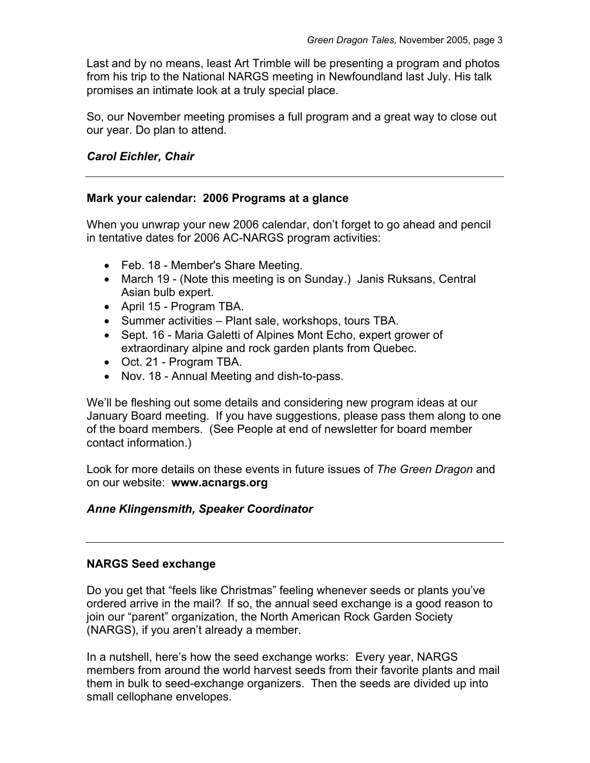Last and by no means, least Art Trimble will be presenting a program and photos from his trip to the National NARGS meeting in Newfoundland last July. His talk promises an intimate look at a truly special place.

So, our November meeting promises a full program and a great way to close out our year. Do plan to attend.

***Carol Eichler, Chair***

---

**Mark your calendar: 2006 Programs at a glance**

When you unwrap your new 2006 calendar, don't forget to go ahead and pencil in tentative dates for 2006 AC-NARGS program activities:

- Feb. 18 - Member's Share Meeting.
- March 19 - (Note this meeting is on Sunday.) Janis Ruksans, Central Asian bulb expert.
- April 15 - Program TBA.
- Summer activities – Plant sale, workshops, tours TBA.
- Sept. 16 - Maria Galetti of Alpines Mont Echo, expert grower of extraordinary alpine and rock garden plants from Quebec.
- Oct. 21 - Program TBA.
- Nov. 18 - Annual Meeting and dish-to-pass.

We'll be fleshing out some details and considering new program ideas at our January Board meeting. If you have suggestions, please pass them along to one of the board members. (See People at end of newsletter for board member contact information.)

Look for more details on these events in future issues of *The Green Dragon* and on our website: **www.acnargs.org**

***Anne Klingensmith, Speaker Coordinator***

---

**NARGS Seed exchange**

Do you get that "feels like Christmas" feeling whenever seeds or plants you've ordered arrive in the mail? If so, the annual seed exchange is a good reason to join our "parent" organization, the North American Rock Garden Society (NARGS), if you aren't already a member.

In a nutshell, here's how the seed exchange works: Every year, NARGS members from around the world harvest seeds from their favorite plants and mail them in bulk to seed-exchange organizers. Then the seeds are divided up into small cellophane envelopes.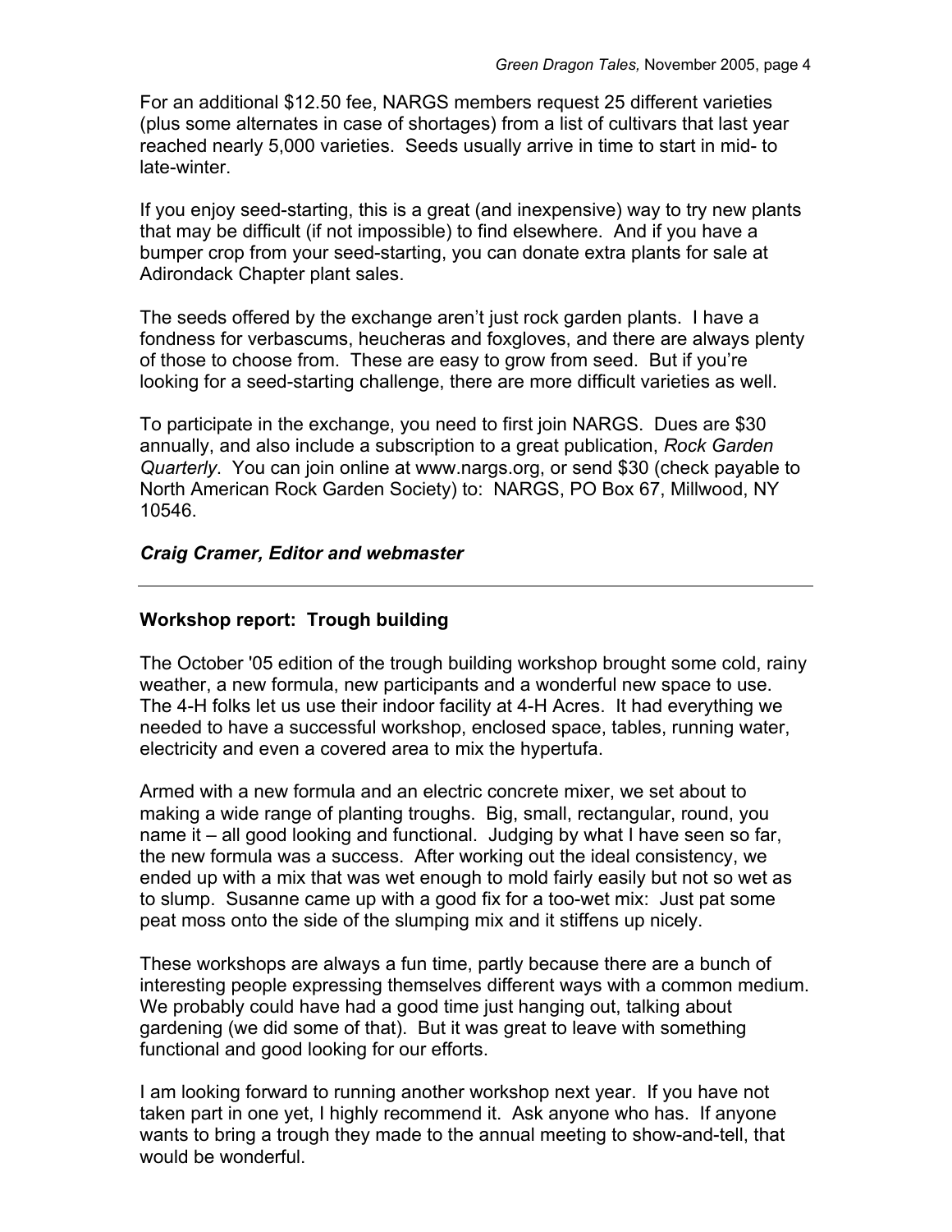For an additional $12.50 fee, NARGS members request 25 different varieties (plus some alternates in case of shortages) from a list of cultivars that last year reached nearly 5,000 varieties. Seeds usually arrive in time to start in mid- to late-winter.

If you enjoy seed-starting, this is a great (and inexpensive) way to try new plants that may be difficult (if not impossible) to find elsewhere. And if you have a bumper crop from your seed-starting, you can donate extra plants for sale at Adirondack Chapter plant sales.

The seeds offered by the exchange aren't just rock garden plants. I have a fondness for verbascums, heucheras and foxgloves, and there are always plenty of those to choose from. These are easy to grow from seed. But if you're looking for a seed-starting challenge, there are more difficult varieties as well.

To participate in the exchange, you need to first join NARGS. Dues are $30 annually, and also include a subscription to a great publication, *Rock Garden Quarterly*. You can join online at www.nargs.org, or send $30 (check payable to North American Rock Garden Society) to: NARGS, PO Box 67, Millwood, NY 10546.

***Craig Cramer, Editor and webmaster***

---

**Workshop report: Trough building**

The October '05 edition of the trough building workshop brought some cold, rainy weather, a new formula, new participants and a wonderful new space to use. The 4-H folks let us use their indoor facility at 4-H Acres. It had everything we needed to have a successful workshop, enclosed space, tables, running water, electricity and even a covered area to mix the hypertufa.

Armed with a new formula and an electric concrete mixer, we set about to making a wide range of planting troughs. Big, small, rectangular, round, you name it – all good looking and functional. Judging by what I have seen so far, the new formula was a success. After working out the ideal consistency, we ended up with a mix that was wet enough to mold fairly easily but not so wet as to slump. Susanne came up with a good fix for a too-wet mix: Just pat some peat moss onto the side of the slumping mix and it stiffens up nicely.

These workshops are always a fun time, partly because there are a bunch of interesting people expressing themselves different ways with a common medium. We probably could have had a good time just hanging out, talking about gardening (we did some of that). But it was great to leave with something functional and good looking for our efforts.

I am looking forward to running another workshop next year. If you have not taken part in one yet, I highly recommend it. Ask anyone who has. If anyone wants to bring a trough they made to the annual meeting to show-and-tell, that would be wonderful.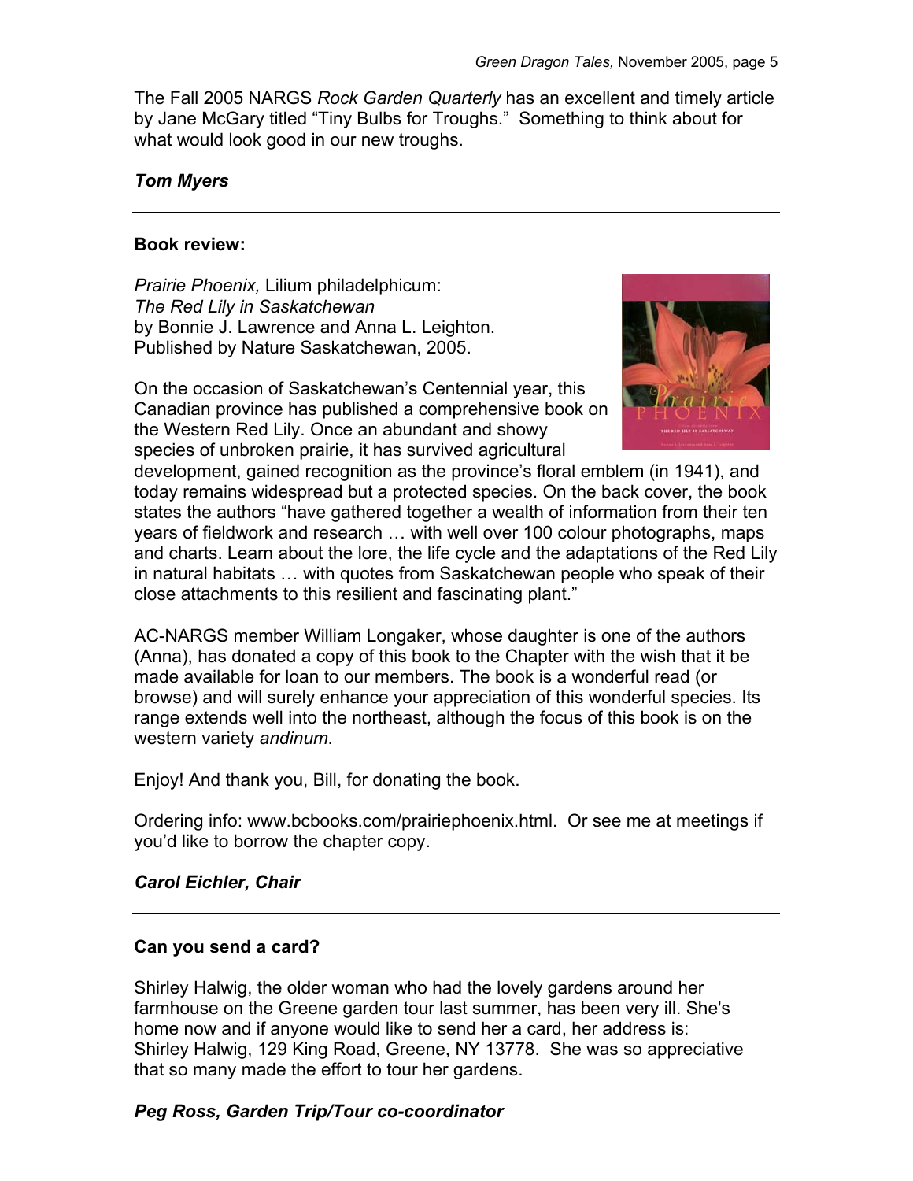The Fall 2005 NARGS *Rock Garden Quarterly* has an excellent and timely article by Jane McGary titled "Tiny Bulbs for Troughs." Something to think about for what would look good in our new troughs.

***Tom Myers***

---

**Book review:**

*Prairie Phoenix,* Lilium philadelphicum:
*The Red Lily in Saskatchewan*
by Bonnie J. Lawrence and Anna L. Leighton.
Published by Nature Saskatchewan, 2005.

On the occasion of Saskatchewan's Centennial year, this Canadian province has published a comprehensive book on the Western Red Lily. Once an abundant and showy species of unbroken prairie, it has survived agricultural development, gained recognition as the province's floral emblem (in 1941), and today remains widespread but a protected species. On the back cover, the book states the authors "have gathered together a wealth of information from their ten years of fieldwork and research … with well over 100 colour photographs, maps and charts. Learn about the lore, the life cycle and the adaptations of the Red Lily in natural habitats … with quotes from Saskatchewan people who speak of their close attachments to this resilient and fascinating plant."

AC-NARGS member William Longaker, whose daughter is one of the authors (Anna), has donated a copy of this book to the Chapter with the wish that it be made available for loan to our members. The book is a wonderful read (or browse) and will surely enhance your appreciation of this wonderful species. Its range extends well into the northeast, although the focus of this book is on the western variety *andinum*.

Enjoy! And thank you, Bill, for donating the book.

Ordering info: www.bcbooks.com/prairiephoenix.html. Or see me at meetings if you'd like to borrow the chapter copy.

***Carol Eichler, Chair***

---

**Can you send a card?**

Shirley Halwig, the older woman who had the lovely gardens around her farmhouse on the Greene garden tour last summer, has been very ill. She's home now and if anyone would like to send her a card, her address is: Shirley Halwig, 129 King Road, Greene, NY 13778. She was so appreciative that so many made the effort to tour her gardens.

***Peg Ross, Garden Trip/Tour co-coordinator***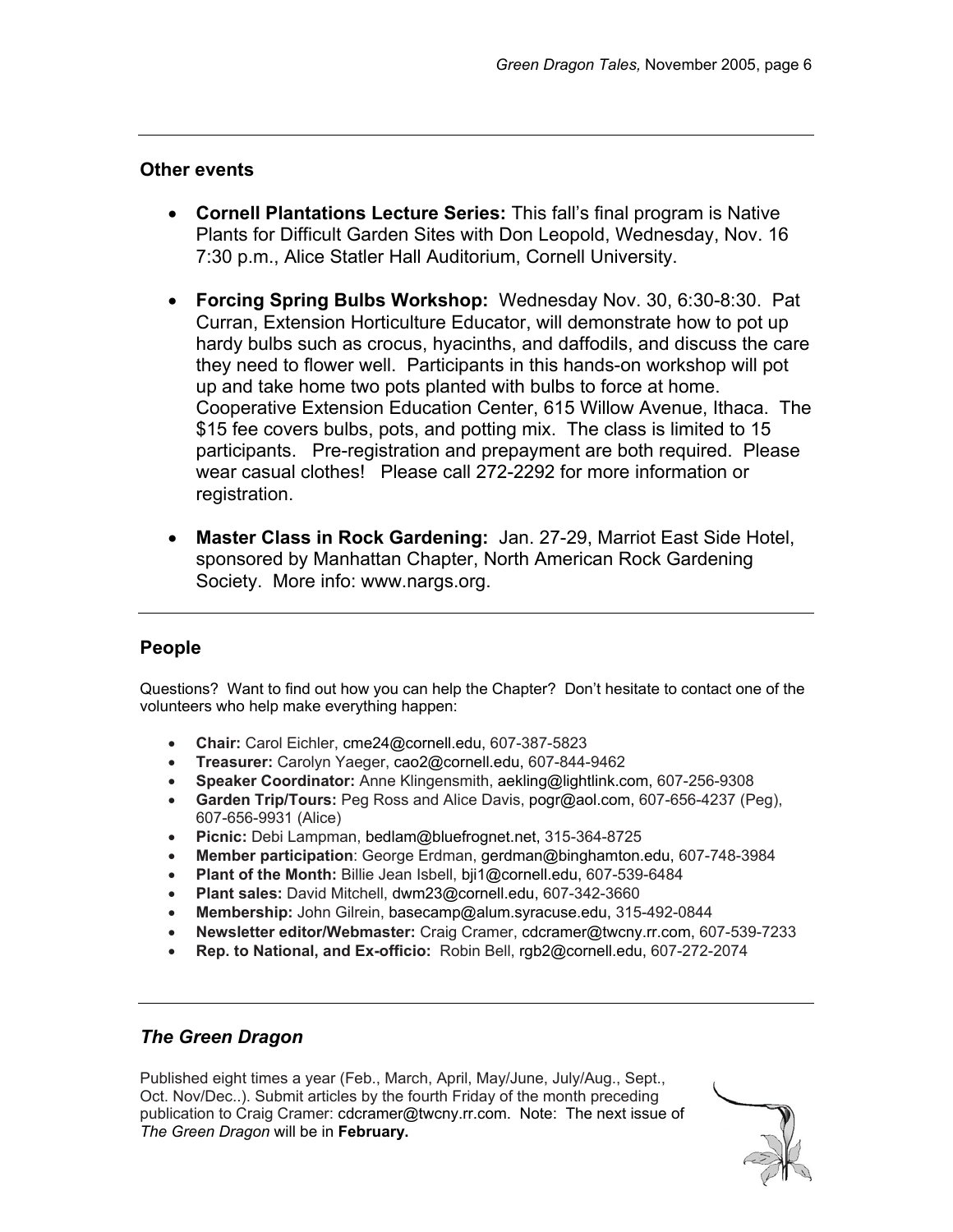## Other events

- **Cornell Plantations Lecture Series:** This fall's final program is Native Plants for Difficult Garden Sites with Don Leopold, Wednesday, Nov. 16 7:30 p.m., Alice Statler Hall Auditorium, Cornell University.

- **Forcing Spring Bulbs Workshop:** Wednesday Nov. 30, 6:30-8:30. Pat Curran, Extension Horticulture Educator, will demonstrate how to pot up hardy bulbs such as crocus, hyacinths, and daffodils, and discuss the care they need to flower well. Participants in this hands-on workshop will pot up and take home two pots planted with bulbs to force at home. Cooperative Extension Education Center, 615 Willow Avenue, Ithaca. The $15 fee covers bulbs, pots, and potting mix. The class is limited to 15 participants. Pre-registration and prepayment are both required. Please wear casual clothes! Please call 272-2292 for more information or registration.

- **Master Class in Rock Gardening:** Jan. 27-29, Marriot East Side Hotel, sponsored by Manhattan Chapter, North American Rock Gardening Society. More info: www.nargs.org.

## People

Questions? Want to find out how you can help the Chapter? Don't hesitate to contact one of the volunteers who help make everything happen:

- **Chair:** Carol Eichler, cme24@cornell.edu, 607-387-5823
- **Treasurer:** Carolyn Yaeger, cao2@cornell.edu, 607-844-9462
- **Speaker Coordinator:** Anne Klingensmith, aekling@lightlink.com, 607-256-9308
- **Garden Trip/Tours:** Peg Ross and Alice Davis, pogr@aol.com, 607-656-4237 (Peg), 607-656-9931 (Alice)
- **Picnic:** Debi Lampman, bedlam@bluefrognet.net, 315-364-8725
- **Member participation**: George Erdman, gerdman@binghamton.edu, 607-748-3984
- **Plant of the Month:** Billie Jean Isbell, bji1@cornell.edu, 607-539-6484
- **Plant sales:** David Mitchell, dwm23@cornell.edu, 607-342-3660
- **Membership:** John Gilrein, basecamp@alum.syracuse.edu, 315-492-0844
- **Newsletter editor/Webmaster:** Craig Cramer, cdcramer@twcny.rr.com, 607-539-7233
- **Rep. to National, and Ex-officio:** Robin Bell, rgb2@cornell.edu, 607-272-2074

## *The Green Dragon*

Published eight times a year (Feb., March, April, May/June, July/Aug., Sept., Oct. Nov/Dec..). Submit articles by the fourth Friday of the month preceding publication to Craig Cramer: cdcramer@twcny.rr.com. Note: The next issue of *The Green Dragon* will be in **February.**